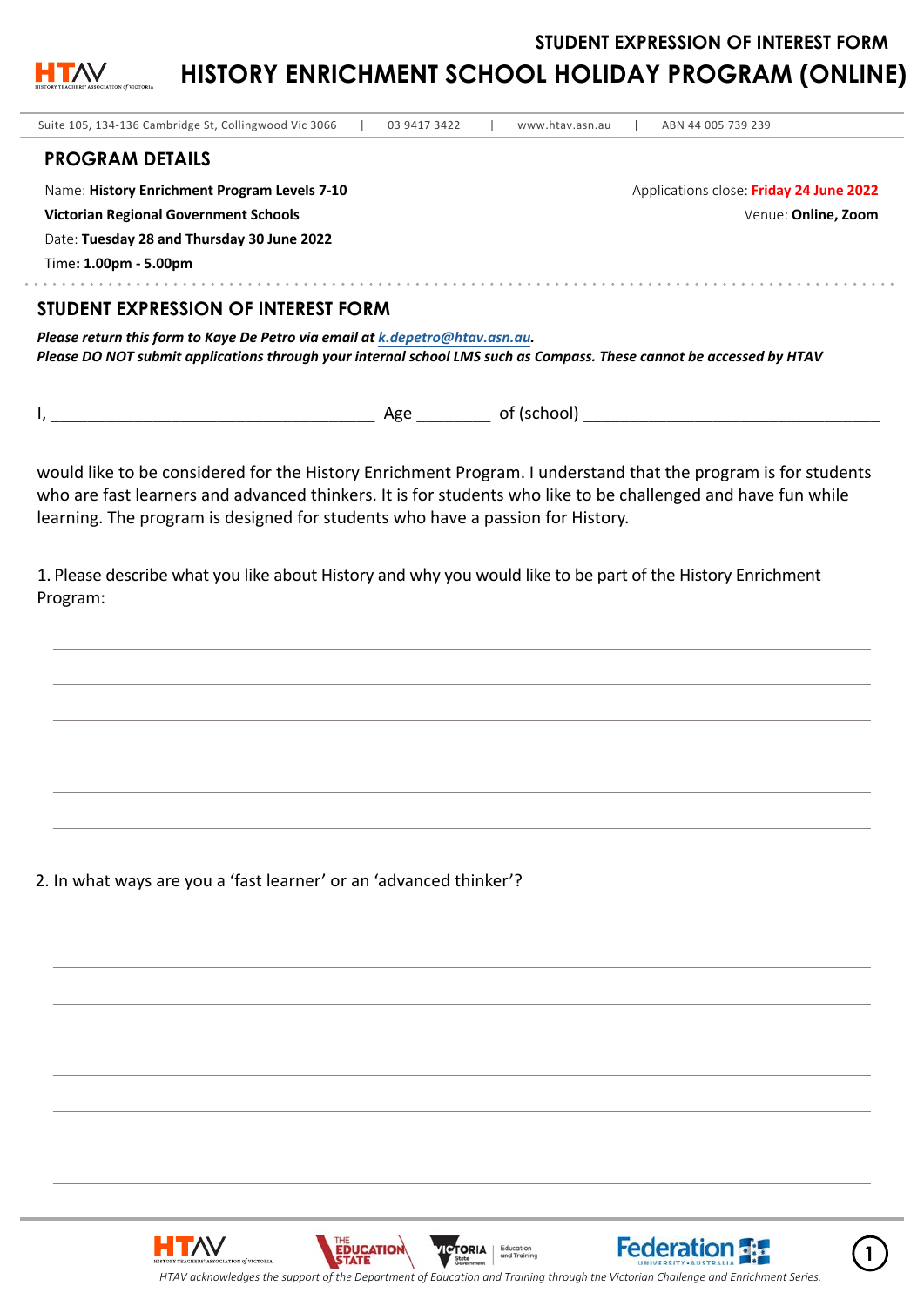# STUDENT EXPRESSION OF INTEREST FORM

# HISTORY ENRICHMENT SCHOOL HOLIDAY PROGRAM (ONLINE)

Suite 105, 134-136 Cambridge St, Collingwood Vic 3066 | 03 9417 3422 | www.htav.asn.au | ABN 44 005 739 239

## PROGRAM DETAILS

Name: **History Enrichment Program Levels 7-10**

**Victorian Regional Government Schools**

Date: **Tuesday 28 and Thursday 30 June 2022**

Time**: 1.00pm - 5.00pm**

Applications close: **Friday 24 June 2022**

Venue: **Online, Zoom**

## STUDENT EXPRESSION OF INTEREST FORM

***Please return this form to Kaye De Petro via email at k.depetro@htav.asn.au.***

***Please DO NOT submit applications through your internal school LMS such as Compass. These cannot be accessed by HTAV***

I, ___________________________________ Age ________ of (school) ________________________________

would like to be considered for the History Enrichment Program. I understand that the program is for students who are fast learners and advanced thinkers. It is for students who like to be challenged and have fun while learning. The program is designed for students who have a passion for History.

1. Please describe what you like about History and why you would like to be part of the History Enrichment Program:

______________________________________________________________________________

______________________________________________________________________________

______________________________________________________________________________

______________________________________________________________________________

______________________________________________________________________________

______________________________________________________________________________

2. In what ways are you a 'fast learner' or an 'advanced thinker'?

______________________________________________________________________________

______________________________________________________________________________

______________________________________________________________________________

______________________________________________________________________________

______________________________________________________________________________

______________________________________________________________________________

______________________________________________________________________________

______________________________________________________________________________

*HTAV acknowledges the support of the Department of Education and Training through the Victorian Challenge and Enrichment Series.*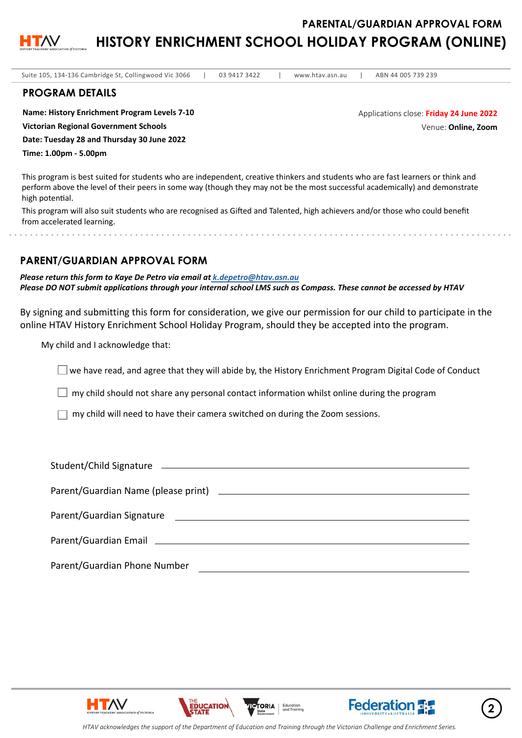# PARENTAL/GUARDIAN APPROVAL FORM

# HISTORY ENRICHMENT SCHOOL HOLIDAY PROGRAM (ONLINE)

Suite 105, 134-136 Cambridge St, Collingwood Vic 3066 | 03 9417 3422 | www.htav.asn.au | ABN 44 005 739 239

## PROGRAM DETAILS

**Name: History Enrichment Program Levels 7-10**
**Victorian Regional Government Schools**
**Date: Tuesday 28 and Thursday 30 June 2022**
**Time: 1.00pm - 5.00pm**

Applications close: **Friday 24 June 2022**
Venue: **Online, Zoom**

This program is best suited for students who are independent, creative thinkers and students who are fast learners or think and perform above the level of their peers in some way (though they may not be the most successful academically) and demonstrate high potential.

This program will also suit students who are recognised as Gifted and Talented, high achievers and/or those who could benefit from accelerated learning.

## PARENT/GUARDIAN APPROVAL FORM

***Please return this form to Kaye De Petro via email at k.depetro@htav.asn.au***
***Please DO NOT submit applications through your internal school LMS such as Compass. These cannot be accessed by HTAV***

By signing and submitting this form for consideration, we give our permission for our child to participate in the online HTAV History Enrichment School Holiday Program, should they be accepted into the program.

My child and I acknowledge that:

- ☐ we have read, and agree that they will abide by, the History Enrichment Program Digital Code of Conduct
- ☐ my child should not share any personal contact information whilst online during the program
- ☐ my child will need to have their camera switched on during the Zoom sessions.

Student/Child Signature ______________________________

Parent/Guardian Name (please print) ______________________________

Parent/Guardian Signature ______________________________

Parent/Guardian Email ______________________________

Parent/Guardian Phone Number ______________________________

*HTAV acknowledges the support of the Department of Education and Training through the Victorian Challenge and Enrichment Series.*